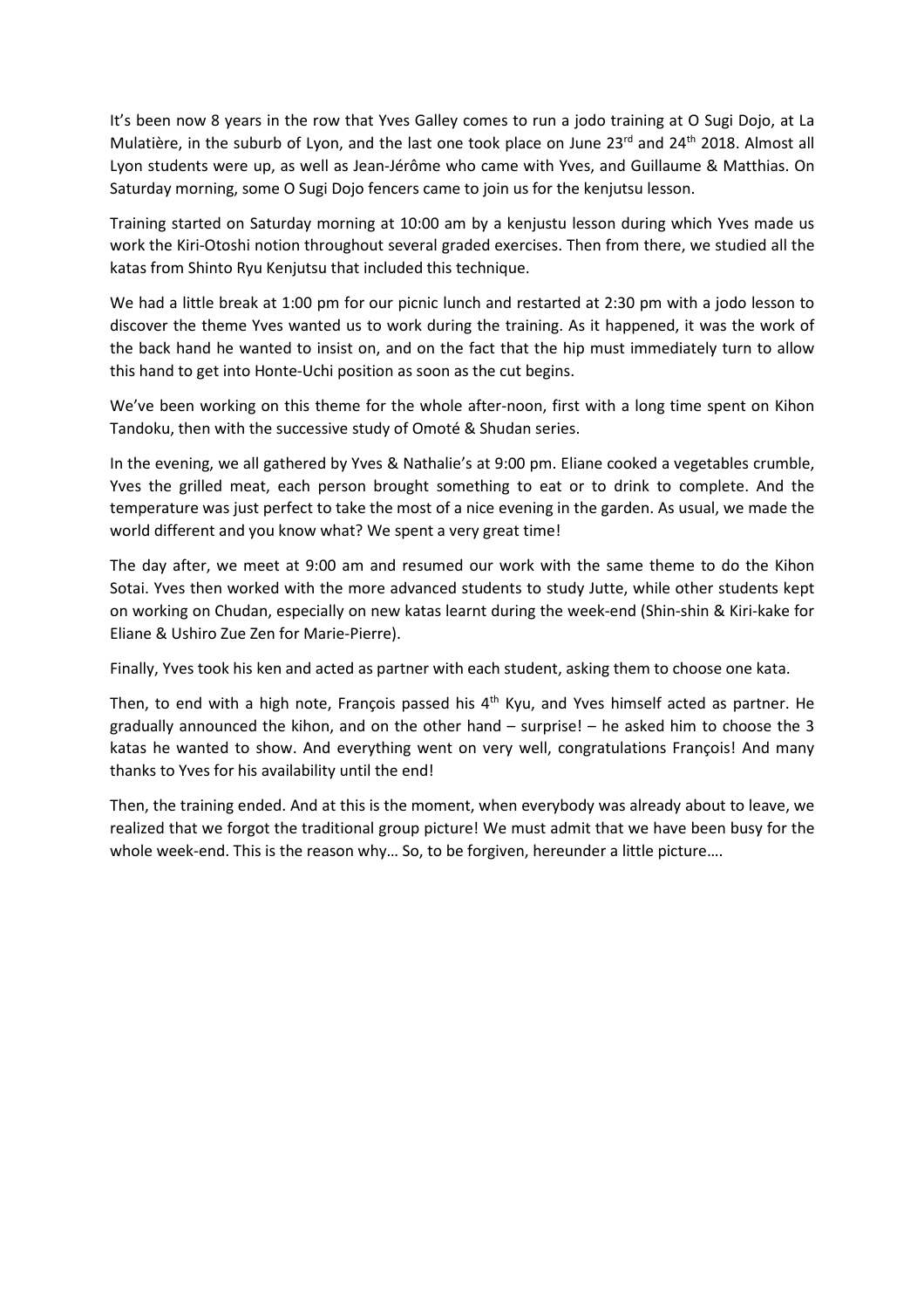It's been now 8 years in the row that Yves Galley comes to run a jodo training at O Sugi Dojo, at La Mulatière, in the suburb of Lyon, and the last one took place on June 23rd and 24th 2018. Almost all Lyon students were up, as well as Jean-Jérôme who came with Yves, and Guillaume & Matthias. On Saturday morning, some O Sugi Dojo fencers came to join us for the kenjutsu lesson.

Training started on Saturday morning at 10:00 am by a kenjustu lesson during which Yves made us work the Kiri-Otoshi notion throughout several graded exercises. Then from there, we studied all the katas from Shinto Ryu Kenjutsu that included this technique.

We had a little break at 1:00 pm for our picnic lunch and restarted at 2:30 pm with a jodo lesson to discover the theme Yves wanted us to work during the training. As it happened, it was the work of the back hand he wanted to insist on, and on the fact that the hip must immediately turn to allow this hand to get into Honte-Uchi position as soon as the cut begins.

We've been working on this theme for the whole after-noon, first with a long time spent on Kihon Tandoku, then with the successive study of Omoté & Shudan series.

In the evening, we all gathered by Yves & Nathalie's at 9:00 pm. Eliane cooked a vegetables crumble, Yves the grilled meat, each person brought something to eat or to drink to complete. And the temperature was just perfect to take the most of a nice evening in the garden. As usual, we made the world different and you know what? We spent a very great time!

The day after, we meet at 9:00 am and resumed our work with the same theme to do the Kihon Sotai. Yves then worked with the more advanced students to study Jutte, while other students kept on working on Chudan, especially on new katas learnt during the week-end (Shin-shin & Kiri-kake for Eliane & Ushiro Zue Zen for Marie-Pierre).

Finally, Yves took his ken and acted as partner with each student, asking them to choose one kata.

Then, to end with a high note, François passed his 4th Kyu, and Yves himself acted as partner. He gradually announced the kihon, and on the other hand – surprise! – he asked him to choose the 3 katas he wanted to show. And everything went on very well, congratulations François! And many thanks to Yves for his availability until the end!

Then, the training ended. And at this is the moment, when everybody was already about to leave, we realized that we forgot the traditional group picture! We must admit that we have been busy for the whole week-end. This is the reason why… So, to be forgiven, hereunder a little picture….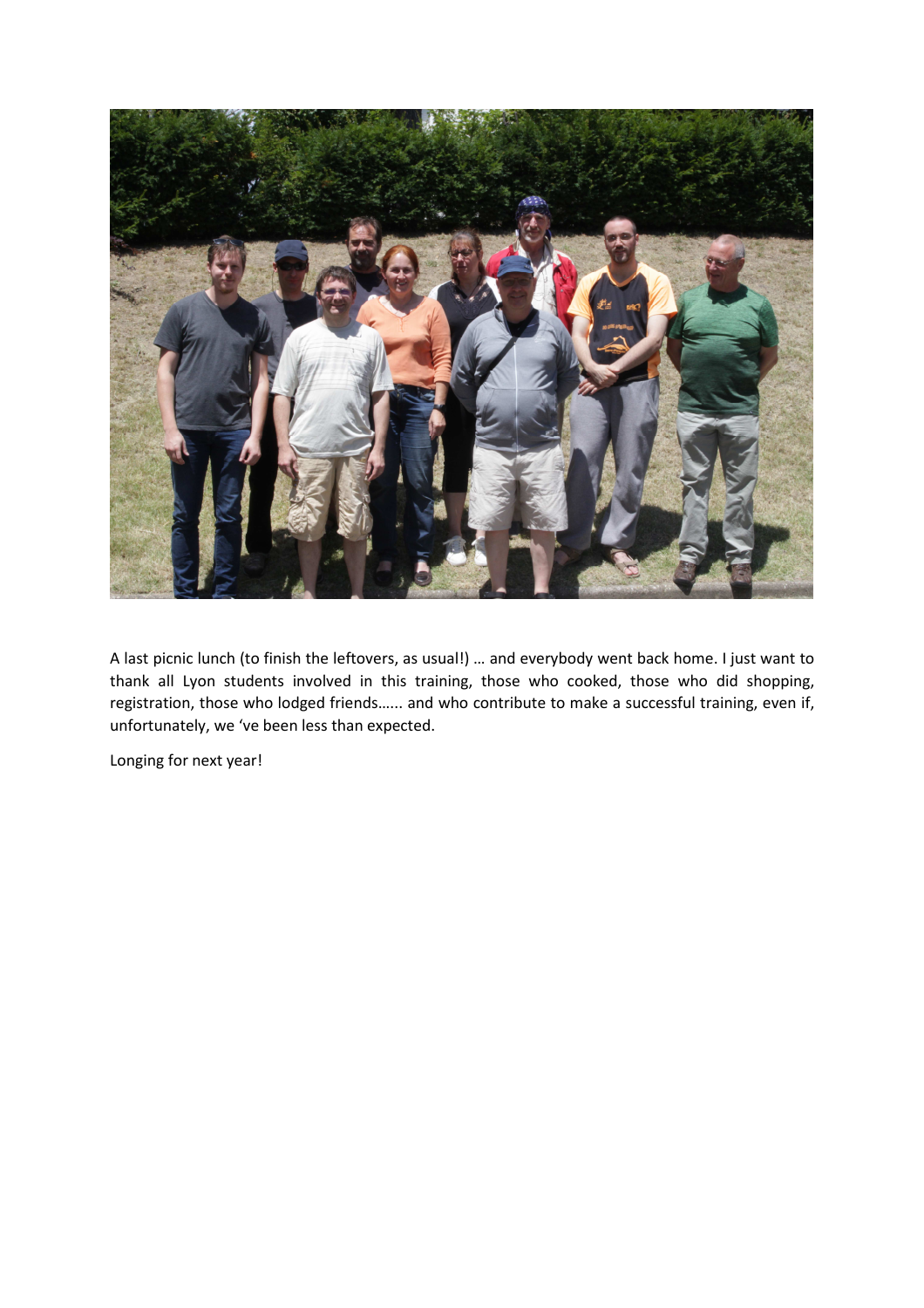A last picnic lunch (to finish the leftovers, as usual!) … and everybody went back home. I just want to thank all Lyon students involved in this training, those who cooked, those who did shopping, registration, those who lodged friends…... and who contribute to make a successful training, even if, unfortunately, we 've been less than expected.

Longing for next year!